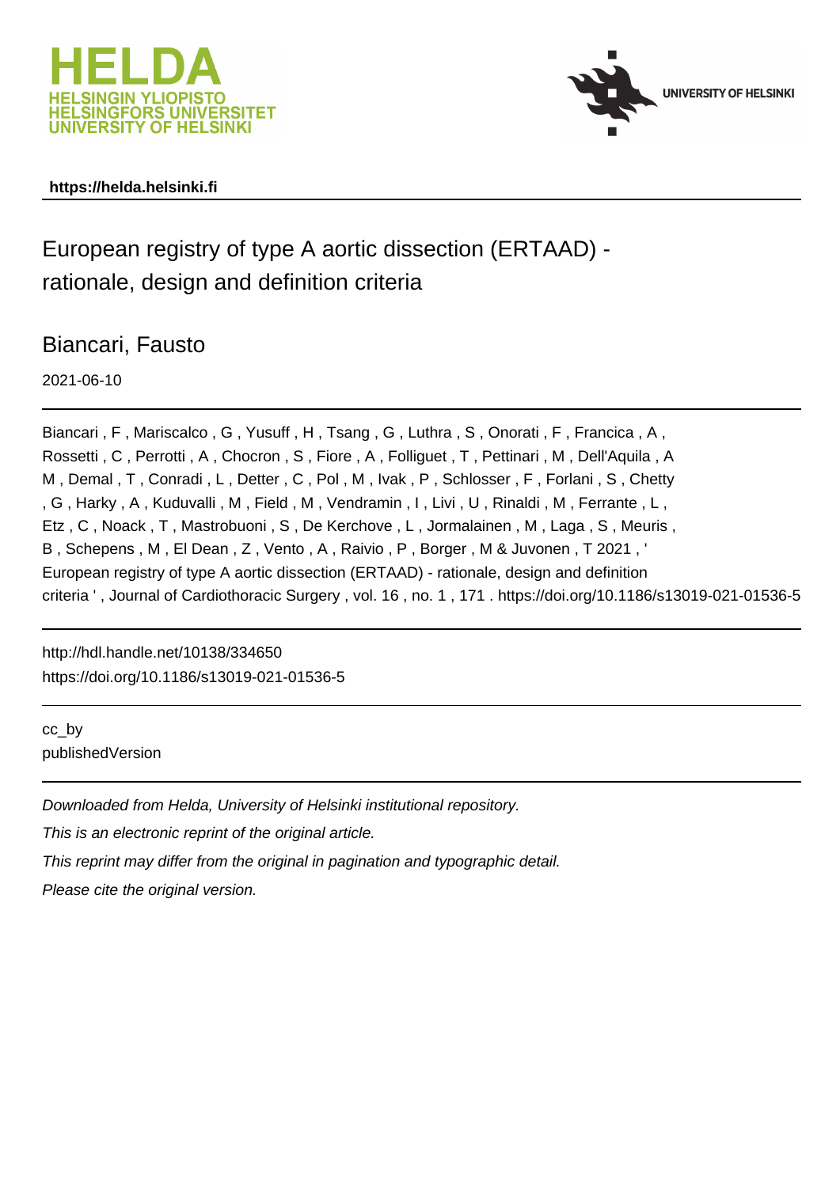https://helda.helsinki.fi

# European registry of type A aortic dissection (ERTAAD) - rationale, design and definition criteria

Biancari, Fausto

2021-06-10

Biancari , F , Mariscalco , G , Yusuff , H , Tsang , G , Luthra , S , Onorati , F , Francica , A , Rossetti , C , Perrotti , A , Chocron , S , Fiore , A , Folliguet , T , Pettinari , M , Dell'Aquila , A M , Demal , T , Conradi , L , Detter , C , Pol , M , Ivak , P , Schlosser , F , Forlani , S , Chetty , G , Harky , A , Kuduvalli , M , Field , M , Vendramin , I , Livi , U , Rinaldi , M , Ferrante , L , Etz , C , Noack , T , Mastrobuoni , S , De Kerchove , L , Jormalainen , M , Laga , S , Meuris , B , Schepens , M , El Dean , Z , Vento , A , Raivio , P , Borger , M & Juvonen , T 2021 , ' European registry of type A aortic dissection (ERTAAD) - rationale, design and definition criteria ' , Journal of Cardiothoracic Surgery , vol. 16 , no. 1 , 171 . https://doi.org/10.1186/s13019-021-01536-5

http://hdl.handle.net/10138/334650
https://doi.org/10.1186/s13019-021-01536-5

cc_by
publishedVersion

*Downloaded from Helda, University of Helsinki institutional repository.*

*This is an electronic reprint of the original article.*

*This reprint may differ from the original in pagination and typographic detail.*

*Please cite the original version.*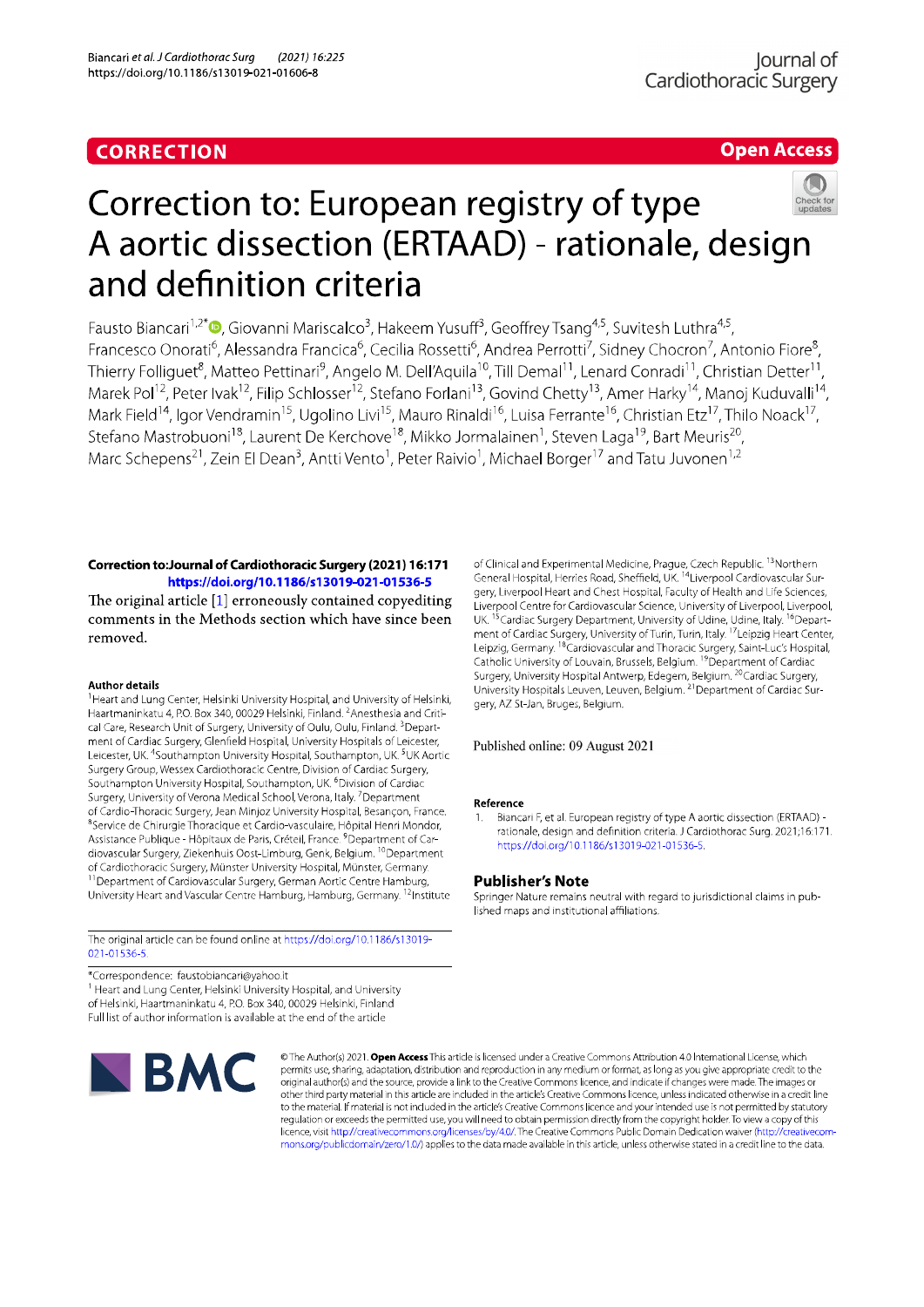# CORRECTION

# Correction to: European registry of type A aortic dissection (ERTAAD) - rationale, design and definition criteria

Fausto Biancari[1,2*], Giovanni Mariscalco[3], Hakeem Yusuff[3], Geoffrey Tsang[4,5], Suvitesh Luthra[4,5], Francesco Onorati[6], Alessandra Francica[6], Cecilia Rossetti[6], Andrea Perrotti[7], Sidney Chocron[7], Antonio Fiore[8], Thierry Folliguet[8], Matteo Pettinari[9], Angelo M. Dell'Aquila[10], Till Demal[11], Lenard Conradi[11], Christian Detter[11], Marek Pol[12], Peter Ivak[12], Filip Schlosser[12], Stefano Forlani[13], Govind Chetty[13], Amer Harky[14], Manoj Kuduvalli[14], Mark Field[14], Igor Vendramin[15], Ugolino Livi[15], Mauro Rinaldi[16], Luisa Ferrante[16], Christian Etz[17], Thilo Noack[17], Stefano Mastrobuoni[18], Laurent De Kerchove[18], Mikko Jormalainen[1], Steven Laga[19], Bart Meuris[20], Marc Schepens[21], Zein El Dean[3], Antti Vento[1], Peter Raivio[1], Michael Borger[17] and Tatu Juvonen[1,2]

**Correction to: Journal of Cardiothoracic Surgery (2021) 16:171**
**https://doi.org/10.1186/s13019-021-01536-5**

The original article [1] erroneously contained copyediting comments in the Methods section which have since been removed.

**Author details**
[1]Heart and Lung Center, Helsinki University Hospital, and University of Helsinki, Haartmaninkatu 4, P.O. Box 340, 00029 Helsinki, Finland. [2]Anesthesia and Critical Care, Research Unit of Surgery, University of Oulu, Oulu, Finland. [3]Department of Cardiac Surgery, Glenfield Hospital, University Hospitals of Leicester, Leicester, UK. [4]Southampton University Hospital, Southampton, UK. [5]UK Aortic Surgery Group, Wessex Cardiothoracic Centre, Division of Cardiac Surgery, Southampton University Hospital, Southampton, UK. [6]Division of Cardiac Surgery, University of Verona Medical School, Verona, Italy. [7]Department of Cardio-Thoracic Surgery, Jean Minjoz University Hospital, Besançon, France. [8]Service de Chirurgie Thoracique et Cardio-vasculaire, Hôpital Henri Mondor, Assistance Publique - Hôpitaux de Paris, Créteil, France. [9]Department of Cardiovascular Surgery, Ziekenhuis Oost-Limburg, Genk, Belgium. [10]Department of Cardiothoracic Surgery, Münster University Hospital, Münster, Germany. [11]Department of Cardiovascular Surgery, German Aortic Centre Hamburg, University Heart and Vascular Centre Hamburg, Hamburg, Germany. [12]Institute of Clinical and Experimental Medicine, Prague, Czech Republic. [13]Northern General Hospital, Herries Road, Sheffield, UK. [14]Liverpool Cardiovascular Surgery, Liverpool Heart and Chest Hospital, Faculty of Health and Life Sciences, Liverpool Centre for Cardiovascular Science, University of Liverpool, Liverpool, UK. [15]Cardiac Surgery Department, University of Udine, Udine, Italy. [16]Department of Cardiac Surgery, University of Turin, Turin, Italy. [17]Leipzig Heart Center, Leipzig, Germany. [18]Cardiovascular and Thoracic Surgery, Saint-Luc's Hospital, Catholic University of Louvain, Brussels, Belgium. [19]Department of Cardiac Surgery, University Hospital Antwerp, Edegem, Belgium. [20]Cardiac Surgery, University Hospitals Leuven, Leuven, Belgium. [21]Department of Cardiac Surgery, AZ St-Jan, Bruges, Belgium.

Published online: 09 August 2021

**Reference**
1. Biancari F, et al. European registry of type A aortic dissection (ERTAAD) - rationale, design and definition criteria. J Cardiothorac Surg. 2021;16:171. https://doi.org/10.1186/s13019-021-01536-5.

## Publisher's Note
Springer Nature remains neutral with regard to jurisdictional claims in published maps and institutional affiliations.

The original article can be found online at https://doi.org/10.1186/s13019-021-01536-5.

*Correspondence: faustobiancari@yahoo.it
[1] Heart and Lung Center, Helsinki University Hospital, and University of Helsinki, Haartmaninkatu 4, P.O. Box 340, 00029 Helsinki, Finland
Full list of author information is available at the end of the article

© The Author(s) 2021. **Open Access** This article is licensed under a Creative Commons Attribution 4.0 International License, which permits use, sharing, adaptation, distribution and reproduction in any medium or format, as long as you give appropriate credit to the original author(s) and the source, provide a link to the Creative Commons licence, and indicate if changes were made. The images or other third party material in this article are included in the article's Creative Commons licence, unless indicated otherwise in a credit line to the material. If material is not included in the article's Creative Commons licence and your intended use is not permitted by statutory regulation or exceeds the permitted use, you will need to obtain permission directly from the copyright holder. To view a copy of this licence, visit http://creativecommons.org/licenses/by/4.0/. The Creative Commons Public Domain Dedication waiver (http://creativecommons.org/publicdomain/zero/1.0/) applies to the data made available in this article, unless otherwise stated in a credit line to the data.